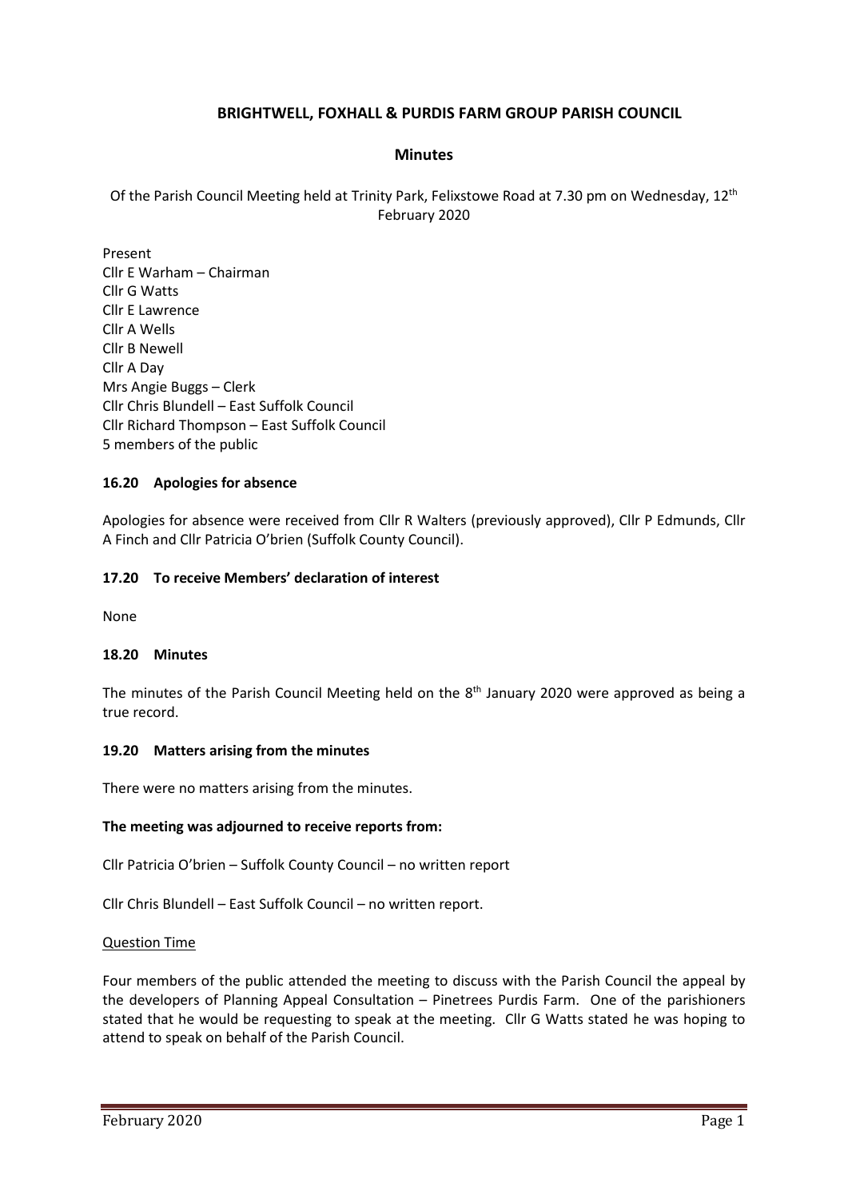# BRIGHTWELL, FOXHALL & PURDIS FARM GROUP PARISH COUNCIL

## Minutes

Of the Parish Council Meeting held at Trinity Park, Felixstowe Road at 7.30 pm on Wednesday, 12th February 2020

Present
Cllr E Warham – Chairman
Cllr G Watts
Cllr E Lawrence
Cllr A Wells
Cllr B Newell
Cllr A Day
Mrs Angie Buggs – Clerk
Cllr Chris Blundell – East Suffolk Council
Cllr Richard Thompson – East Suffolk Council
5 members of the public

### 16.20 Apologies for absence

Apologies for absence were received from Cllr R Walters (previously approved), Cllr P Edmunds, Cllr A Finch and Cllr Patricia O'brien (Suffolk County Council).

### 17.20 To receive Members' declaration of interest

None

### 18.20 Minutes

The minutes of the Parish Council Meeting held on the 8th January 2020 were approved as being a true record.

### 19.20 Matters arising from the minutes

There were no matters arising from the minutes.

**The meeting was adjourned to receive reports from:**

Cllr Patricia O'brien – Suffolk County Council – no written report

Cllr Chris Blundell – East Suffolk Council – no written report.

Question Time

Four members of the public attended the meeting to discuss with the Parish Council the appeal by the developers of Planning Appeal Consultation – Pinetrees Purdis Farm. One of the parishioners stated that he would be requesting to speak at the meeting. Cllr G Watts stated he was hoping to attend to speak on behalf of the Parish Council.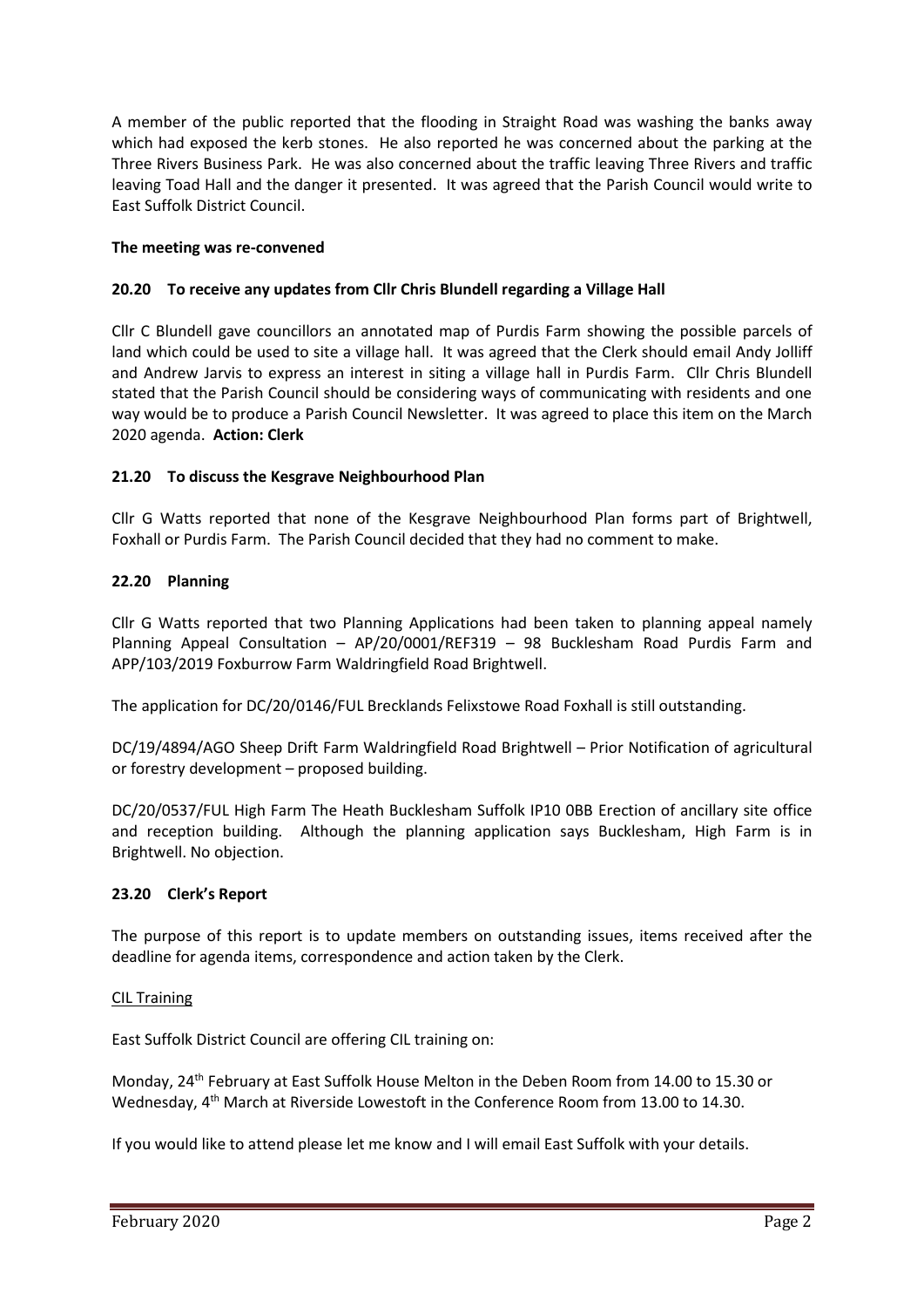A member of the public reported that the flooding in Straight Road was washing the banks away which had exposed the kerb stones. He also reported he was concerned about the parking at the Three Rivers Business Park. He was also concerned about the traffic leaving Three Rivers and traffic leaving Toad Hall and the danger it presented. It was agreed that the Parish Council would write to East Suffolk District Council.

**The meeting was re-convened**

### 20.20 To receive any updates from Cllr Chris Blundell regarding a Village Hall

Cllr C Blundell gave councillors an annotated map of Purdis Farm showing the possible parcels of land which could be used to site a village hall. It was agreed that the Clerk should email Andy Jolliff and Andrew Jarvis to express an interest in siting a village hall in Purdis Farm. Cllr Chris Blundell stated that the Parish Council should be considering ways of communicating with residents and one way would be to produce a Parish Council Newsletter. It was agreed to place this item on the March 2020 agenda. **Action: Clerk**

### 21.20 To discuss the Kesgrave Neighbourhood Plan

Cllr G Watts reported that none of the Kesgrave Neighbourhood Plan forms part of Brightwell, Foxhall or Purdis Farm. The Parish Council decided that they had no comment to make.

### 22.20 Planning

Cllr G Watts reported that two Planning Applications had been taken to planning appeal namely Planning Appeal Consultation – AP/20/0001/REF319 – 98 Bucklesham Road Purdis Farm and APP/103/2019 Foxburrow Farm Waldringfield Road Brightwell.

The application for DC/20/0146/FUL Brecklands Felixstowe Road Foxhall is still outstanding.

DC/19/4894/AGO Sheep Drift Farm Waldringfield Road Brightwell – Prior Notification of agricultural or forestry development – proposed building.

DC/20/0537/FUL High Farm The Heath Bucklesham Suffolk IP10 0BB Erection of ancillary site office and reception building. Although the planning application says Bucklesham, High Farm is in Brightwell. No objection.

### 23.20 Clerk's Report

The purpose of this report is to update members on outstanding issues, items received after the deadline for agenda items, correspondence and action taken by the Clerk.

<u>CIL Training</u>

East Suffolk District Council are offering CIL training on:

Monday, 24th February at East Suffolk House Melton in the Deben Room from 14.00 to 15.30 or Wednesday, 4th March at Riverside Lowestoft in the Conference Room from 13.00 to 14.30.

If you would like to attend please let me know and I will email East Suffolk with your details.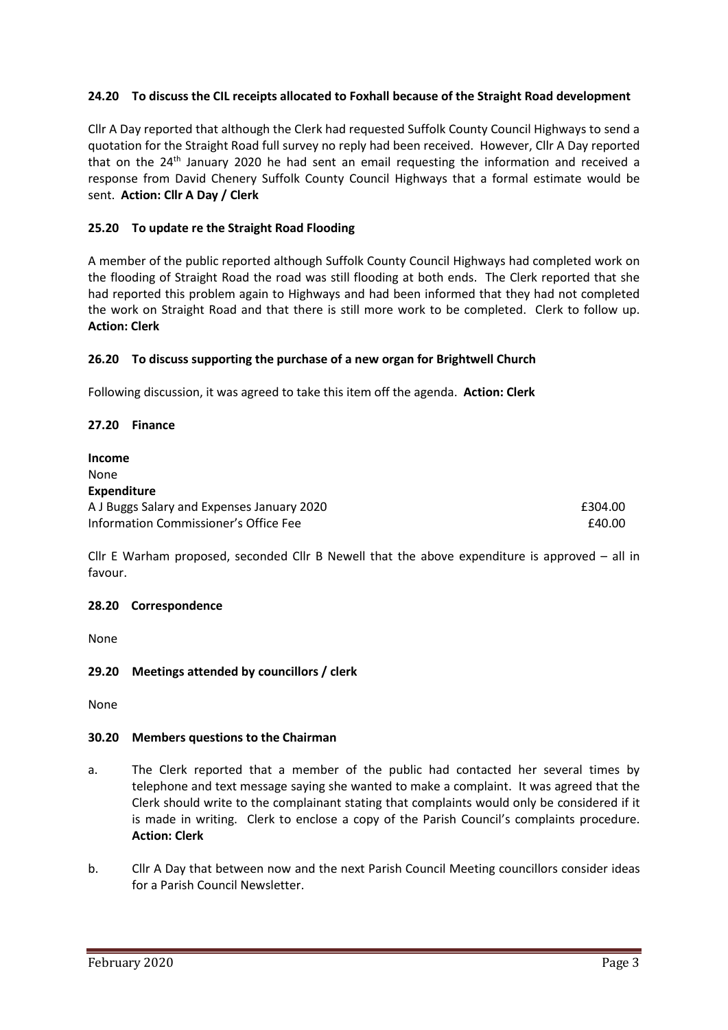**24.20 To discuss the CIL receipts allocated to Foxhall because of the Straight Road development**

Cllr A Day reported that although the Clerk had requested Suffolk County Council Highways to send a quotation for the Straight Road full survey no reply had been received. However, Cllr A Day reported that on the 24th January 2020 he had sent an email requesting the information and received a response from David Chenery Suffolk County Council Highways that a formal estimate would be sent. **Action: Cllr A Day / Clerk**

**25.20 To update re the Straight Road Flooding**

A member of the public reported although Suffolk County Council Highways had completed work on the flooding of Straight Road the road was still flooding at both ends. The Clerk reported that she had reported this problem again to Highways and had been informed that they had not completed the work on Straight Road and that there is still more work to be completed. Clerk to follow up. **Action: Clerk**

**26.20 To discuss supporting the purchase of a new organ for Brightwell Church**

Following discussion, it was agreed to take this item off the agenda. **Action: Clerk**

**27.20 Finance**

**Income**
None
**Expenditure**

| | |
|---|---|
| A J Buggs Salary and Expenses January 2020 | £304.00 |
| Information Commissioner's Office Fee | £40.00 |

Cllr E Warham proposed, seconded Cllr B Newell that the above expenditure is approved – all in favour.

**28.20 Correspondence**

None

**29.20 Meetings attended by councillors / clerk**

None

**30.20 Members questions to the Chairman**

a. The Clerk reported that a member of the public had contacted her several times by telephone and text message saying she wanted to make a complaint. It was agreed that the Clerk should write to the complainant stating that complaints would only be considered if it is made in writing. Clerk to enclose a copy of the Parish Council's complaints procedure. **Action: Clerk**

b. Cllr A Day that between now and the next Parish Council Meeting councillors consider ideas for a Parish Council Newsletter.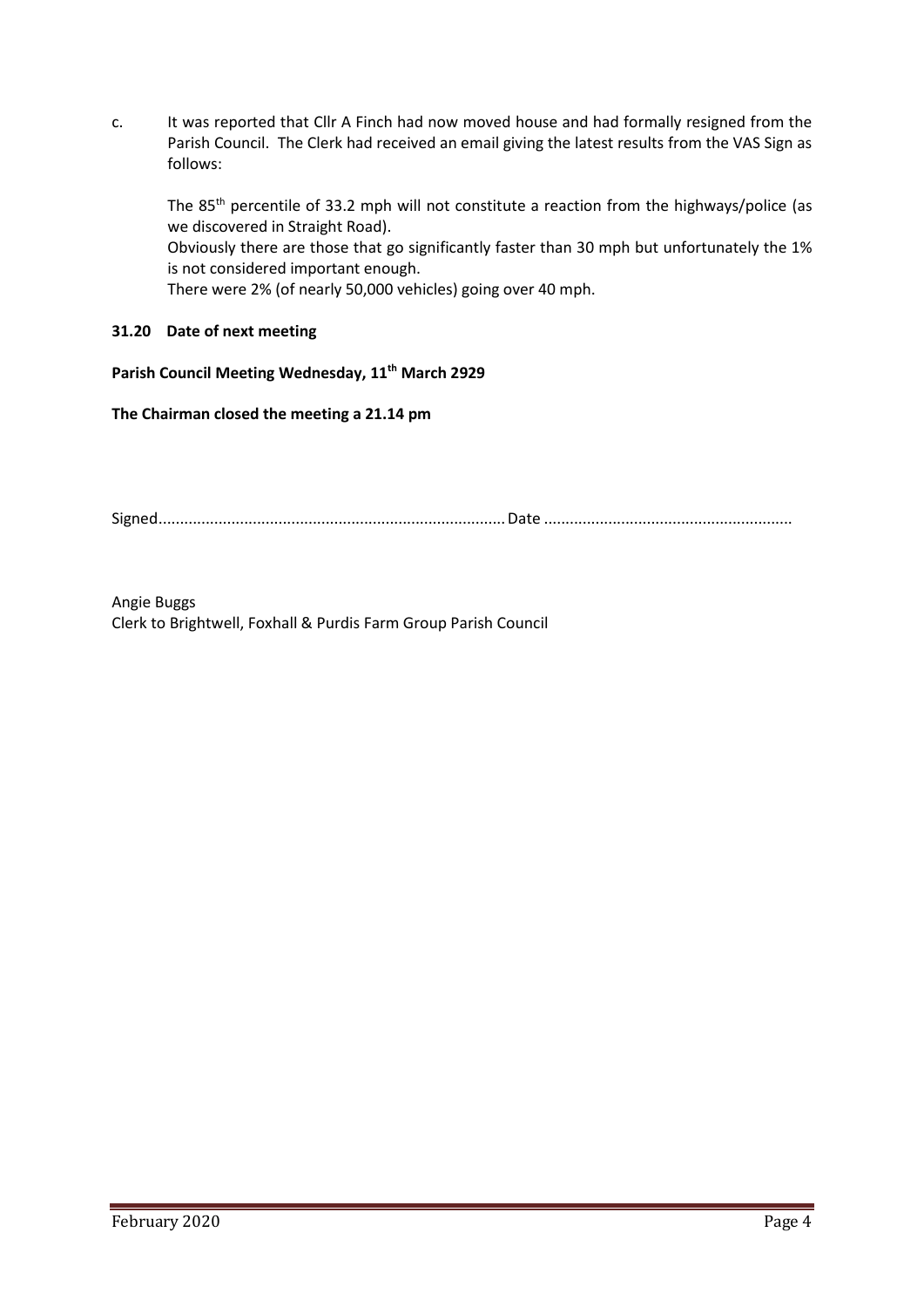c. It was reported that Cllr A Finch had now moved house and had formally resigned from the Parish Council. The Clerk had received an email giving the latest results from the VAS Sign as follows:

The 85th percentile of 33.2 mph will not constitute a reaction from the highways/police (as we discovered in Straight Road).
Obviously there are those that go significantly faster than 30 mph but unfortunately the 1% is not considered important enough.
There were 2% (of nearly 50,000 vehicles) going over 40 mph.

**31.20 Date of next meeting**

**Parish Council Meeting Wednesday, 11th March 2929**

**The Chairman closed the meeting a 21.14 pm**

Signed................................................................................ Date .........................................................

Angie Buggs
Clerk to Brightwell, Foxhall & Purdis Farm Group Parish Council